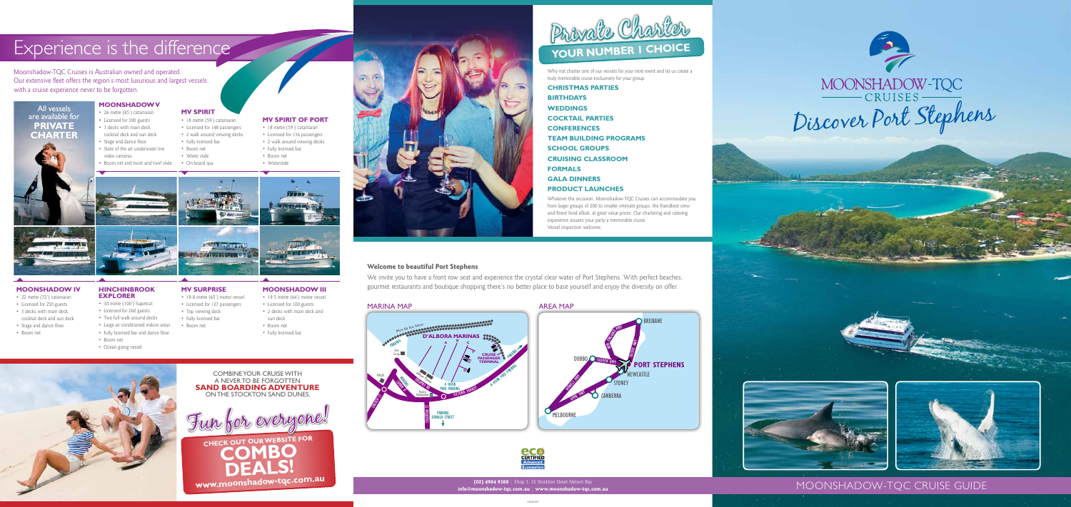# Experience is the difference

Moonshadow-TQC Cruises is Australian owned and operated.
Our extensive fleet offers the region's most luxurious and largest vessels, with a cruise experience never to be forgotten.

All vessels are available for **PRIVATE CHARTER**

### MOONSHADOW V

- 26 metre (85') catamaran
- Licensed for 300 guests
- 3 decks with main deck, cocktail deck and sun deck
- Stage and dance floor
- State of the art underwater live video cameras
- Boom net and twist and twirl slide

### MV SPIRIT

- 18 metre (59') catamaran
- Licensed for 148 passengers
- 2 walk around viewing decks
- Fully licensed bar
- Boom net
- Water slide
- On board spa

### MV SPIRIT OF PORT

- 18 metre (59') catamaran
- Licensed for 136 passengers
- 2 walk around viewing decks
- Fully licensed bar
- Boom net
- Waterslide

### MOONSHADOW IV

- 22 metre (72') catamaran
- Licensed for 250 guests
- 3 decks with main deck, cocktail deck and sun deck
- Stage and dance floor
- Boom net

### HINCHINBROOK EXPLORER

- 30 metre (100') Supercat
- Licensed for 260 guests
- Two full walk around decks
- Large air conditioned indoor areas
- Fully licensed bar and dance floor
- Boom net
- Ocean going vessel

### MV SURPRISE

- 19.8 metre (65') motor vessel
- Licensed for 127 passengers
- Top viewing deck
- Fully licensed bar
- Boom net

### MOONSHADOW III

- 19.5 metre (64') motor vessel
- Licensed for 100 guests
- 2 decks with main deck and sun deck
- Boom net
- Fully licensed bar

COMBINE YOUR CRUISE WITH A NEVER TO BE FORGOTTEN **SAND BOARDING ADVENTURE** ON THE STOCKTON SAND DUNES.

## Fun for everyone!

**CHECK OUT OUR WEBSITE FOR COMBO DEALS!**

www.moonshadow-tqc.com.au

# Private Charter

## YOUR NUMBER 1 CHOICE

Why not charter one of our vessels for your next event and let us create a truly memorable cruise exclusively for your group.

**CHRISTMAS PARTIES**
**BIRTHDAYS**
**WEDDINGS**
**COCKTAIL PARTIES**
**CONFERENCES**
**TEAM BUILDING PROGRAMS**
**SCHOOL GROUPS**
**CRUISING CLASSROOM**
**FORMALS**
**GALA DINNERS**
**PRODUCT LAUNCHES**

Whatever the occasion, Moonshadow-TQC Cruises can accommodate you from larger groups of 200 to smaller intimate groups, the friendliest crew and finest food afloat, at great value prices. Our chartering and catering experience assures your party a memorable cruise.
Vessel inspection welcome.

### Welcome to beautiful Port Stephens

We invite you to have a front row seat and experience the crystal clear water of Port Stephens. With perfect beaches, gourmet restaurants and boutique shopping there's no better place to base yourself and enjoy the diversity on offer.

MARINA MAP

AREA MAP

(02) 4984 9388 | Shop 3, 35 Stockton Street Nelson Bay
info@moonshadow-tqc.com.au | www.moonshadow-tqc.com.au

# MOONSHADOW-TQC CRUISES

## Discover Port Stephens

MOONSHADOW-TQC CRUISE GUIDE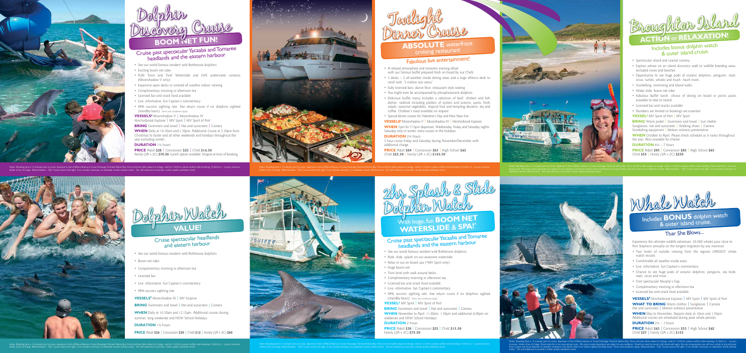# Dolphin Discovery Cruise

## BOOM NET FUN!

### Cruise past spectacular Yacaaba and Tomaree headlands and the eastern harbour

- See our world famous resident wild Bottlenose dolphins
- Exciting boom net rides
- FUN Twist and Twirl Waterslide and LIVE underwater cameras (Moonshadow V only)
- Expansive open decks or covered all weather indoor viewing
- Complimentary morning or afternoon tea
- Licensed bar and snack food available
- Live, informative, fun Captain's commentary
- 99% success sighting rate, free return cruise if no dolphins sighted (standby basis). Terms and conditions apply

**VESSELS#** Moonshadow V | Moonshadow IV
Hinchinbrook Explorer | MV Spirit | MV Spirit of Port

**BRING** Swimmers and towel | Hat and sunscreen | Camera

**WHEN** Daily at 10.30am and 1.30pm. Additional Cruise at 3.30pm from Christmas to Easter and all other weekends and holidays throughout the year excluding winter.

**DURATION** 1½ hours

**PRICE** Adult **$28** | Concession **$23** | Child **$14.50**
Family (2A + 2C) **$70.50**. Lunch option available. Enquire at time of booking.

# Twilight Dinner Cruise

## ABSOLUTE waterfront cruising restaurant

### Fabulous live entertainment!

- A relaxed atmosphere and romantic evening afloat with our famous buffet prepared fresh on board by our Chefs
- 3 decks – 2 all-weather inside dining areas and a large alfresco deck to stroll with "5 million star views"
- Fully licensed bars, dance floor, restaurant style seating
- You might even be accompanied by phosphorescent dolphins
- Delicious buffet menu includes a selection of beef, chicken and fish dishes; seafood including platters of oysters and prawns, pasta, fresh salads, seasonal vegetables, tropical fruit and tempting desserts, tea and coffee. Children's meal available on request
- Special dinner cruises for Valentine's Day and New Years Eve

**VESSELS#** Moonshadow V | Moonshadow IV | Hinchinbrook Explorer

**WHEN** 7pm for 7.15pm departure. Wednesday, Friday and Saturday nights. Saturday only in winter, extra cruises in the holidays.

**DURATION** 2½ hours
3 hour cruise Friday and Saturday during November/December with additional charge.

**PRICE** Adult **$69** | Concession **$63** | High School **$43**
Child **$25.50** | Family (2A + 2C) **$163.50**

# Broughton Island

## ACTION or RELAXATION!

### Includes bonus dolphin watch & outer island cruise.

- Spectacular island and coastal scenery
- Explore ashore on an island discovery walk to wildlife breeding areas, secluded coves and beaches
- Opportunity to see huge pods of oceanic dolphins, penguins, seals, orcas, turtles, whales and much, much more...
- Snorkeling, swimming and Island walks
- Water slide, boom net rides
- Fabulous buffet lunch, choice of dining on board or picnic packs available to take to Island
- Licensed bar and snacks available
- Numbers are limited so bookings are essential

**VESSEL#** MV Spirit of Port | MV Spirit

**BRING** Warm jacket | Swimmers and towel | Sun shelter
Sunglasses, hat and sunscreen | Walking shoes | Camera
Snorkelling equipment | Motion sickness preventative

**WHEN** October to April. Please check schedule as it varies throughout the year. Also available for charter.

**DURATION** 6½ – 7 hours

**PRICE** Adult **$95** | Concession **$85** | High School **$65**
Child **$55** | Family (2A + 2C) **$250**

# Dolphin Watch

## VALUE!

### Cruise spectacular headlands and eastern harbour

- See our world famous resident wild Bottlenose dolphins
- Boom net rides
- Complimentary morning or afternoon tea
- Licensed bar
- Live, informative, fun Captain's commentary
- 99% success sighting rate

**VESSELS#** Moonshadow III | MV Surprise

**BRING** Swimmers and towel | Hat and sunscreen | Camera

**WHEN** Daily at 10.30am and 12.15pm. Additional cruises during summer, long weekends and NSW School Holidays.

**DURATION** 1½ hours

**PRICE** Adult **$24** | Concession **$20** | Child **$12** | Family (2A + 2C) **$60**

# 2hr Splash & Slide Dolphin Watch

## With huge, fun BOOM NET WATERSLIDE & SPA!^

### Cruise past spectacular Yacaaba and Tomaree headlands and the eastern harbour

- See our world famous resident wild Bottlenose dolphins
- Ride, slide, splash on our awesome waterslide
- Relax in our on board spa (^MV Spirit only)
- Huge boom net
- Twin level with walk around decks
- Complimentary morning or afternoon tea
- Licensed bar and snack food available
- Live, informative, fun Captain's commentary
- 99% success sighting rate, free return cruise if no dolphins sighted (standby basis). Terms and conditions apply

**VESSEL#** MV Spirit | MV Spirit of Port

**BRING** Swimmers and towel | Hat and sunscreen | Camera

**WHEN** November to April. 11.00am, 1.30pm and additional 4.00pm on weekends and NSW School Holidays

**DURATION** 2 hours

**PRICE** Adult **$30** | Concession **$25** | Child **$15.50**
Family (2A + 2C) **$75.50**

# Whale Watch

## Includes BONUS dolphin watch & outer island cruise.

### Thar She Blows...

Experience the ultimate wildlife adventure. 20,000 whales pass close to Port Stephens annually on the longest migration by any mammal.

- Two levels of outside viewing from the regions LARGEST whale watch vessels
- Comfortable all weather inside areas
- Live, informative, fun Captain's commentary
- Chance to see huge pods of oceanic dolphins, penguins, sea birds, seals, orcas and more...
- Visit spectacular Murphy's Gap
- Complimentary morning or afternoon tea
- Licensed bar and snack food available

**VESSELS#** Hinchinbrook Explorer | MV Spirit | MV Spirit of Port

**WHAT TO BRING** Warm clothes | Sunglasses | Camera
Hat and sunscreen | Motion sickness preventative

**WHEN** May to November. Departs daily at 10am and 1.30pm. Additional cruises are scheduled during peak whale periods.

**DURATION** 2½ – 3 hours

**PRICE** Adult **$63** | Concession **$53** | High School **$42**
Child **$27** | Family (2A + 2C) **$153**